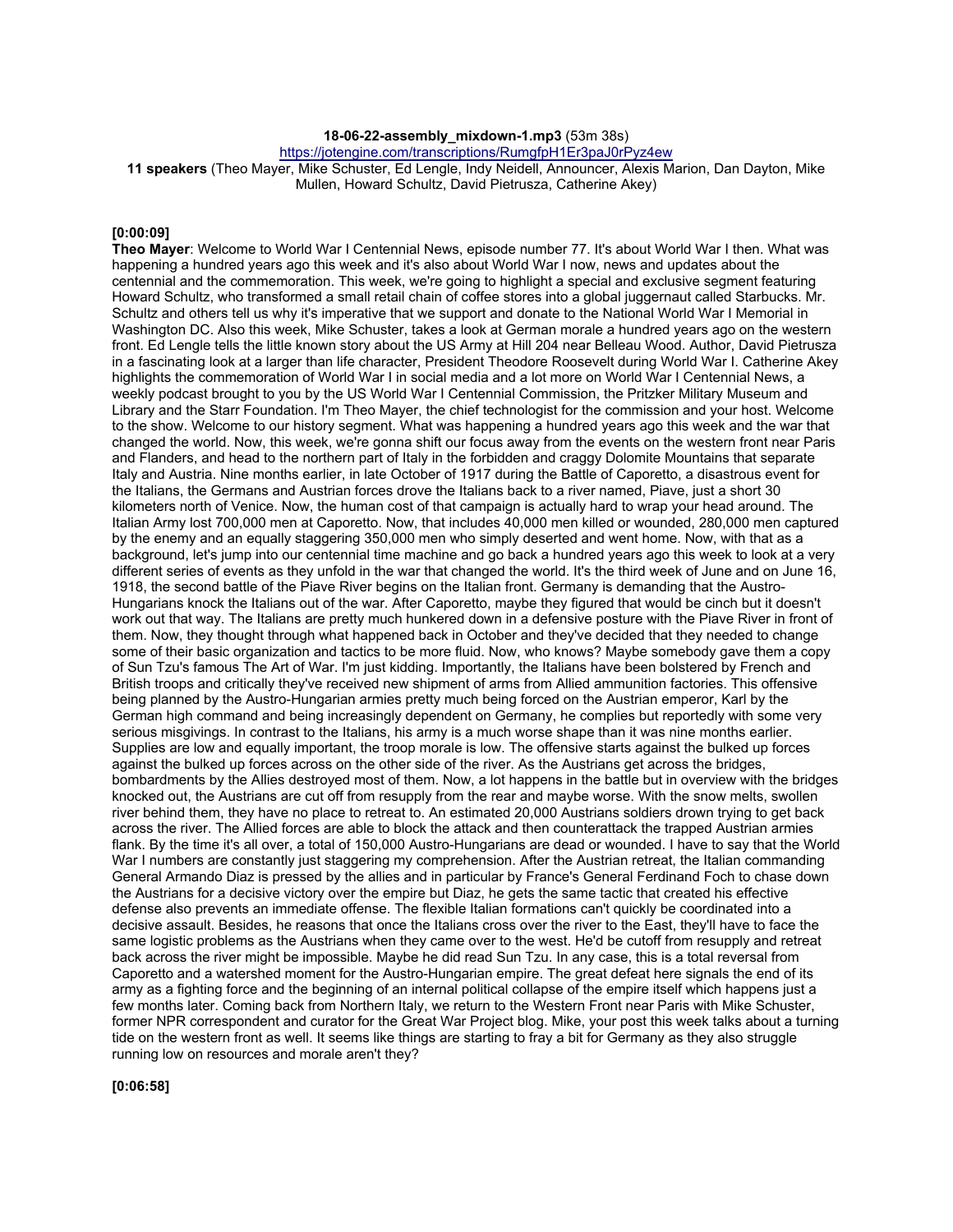**18-06-22-assembly_mixdown-1.mp3** (53m 38s)
https://jotengine.com/transcriptions/RumgfpH1Er3paJ0rPyz4ew
**11 speakers** (Theo Mayer, Mike Schuster, Ed Lengle, Indy Neidell, Announcer, Alexis Marion, Dan Dayton, Mike Mullen, Howard Schultz, David Pietrusza, Catherine Akey)

**[0:00:09]**
**Theo Mayer**: Welcome to World War I Centennial News, episode number 77. It's about World War I then. What was happening a hundred years ago this week and it's also about World War I now, news and updates about the centennial and the commemoration. This week, we're going to highlight a special and exclusive segment featuring Howard Schultz, who transformed a small retail chain of coffee stores into a global juggernaut called Starbucks. Mr. Schultz and others tell us why it's imperative that we support and donate to the National World War I Memorial in Washington DC. Also this week, Mike Schuster, takes a look at German morale a hundred years ago on the western front. Ed Lengle tells the little known story about the US Army at Hill 204 near Belleau Wood. Author, David Pietrusza in a fascinating look at a larger than life character, President Theodore Roosevelt during World War I. Catherine Akey highlights the commemoration of World War I in social media and a lot more on World War I Centennial News, a weekly podcast brought to you by the US World War I Centennial Commission, the Pritzker Military Museum and Library and the Starr Foundation. I'm Theo Mayer, the chief technologist for the commission and your host. Welcome to the show. Welcome to our history segment. What was happening a hundred years ago this week and the war that changed the world. Now, this week, we're gonna shift our focus away from the events on the western front near Paris and Flanders, and head to the northern part of Italy in the forbidden and craggy Dolomite Mountains that separate Italy and Austria. Nine months earlier, in late October of 1917 during the Battle of Caporetto, a disastrous event for the Italians, the Germans and Austrian forces drove the Italians back to a river named, Piave, just a short 30 kilometers north of Venice. Now, the human cost of that campaign is actually hard to wrap your head around. The Italian Army lost 700,000 men at Caporetto. Now, that includes 40,000 men killed or wounded, 280,000 men captured by the enemy and an equally staggering 350,000 men who simply deserted and went home. Now, with that as a background, let's jump into our centennial time machine and go back a hundred years ago this week to look at a very different series of events as they unfold in the war that changed the world. It's the third week of June and on June 16, 1918, the second battle of the Piave River begins on the Italian front. Germany is demanding that the Austro-Hungarians knock the Italians out of the war. After Caporetto, maybe they figured that would be cinch but it doesn't work out that way. The Italians are pretty much hunkered down in a defensive posture with the Piave River in front of them. Now, they thought through what happened back in October and they've decided that they needed to change some of their basic organization and tactics to be more fluid. Now, who knows? Maybe somebody gave them a copy of Sun Tzu's famous The Art of War. I'm just kidding. Importantly, the Italians have been bolstered by French and British troops and critically they've received new shipment of arms from Allied ammunition factories. This offensive being planned by the Austro-Hungarian armies pretty much being forced on the Austrian emperor, Karl by the German high command and being increasingly dependent on Germany, he complies but reportedly with some very serious misgivings. In contrast to the Italians, his army is a much worse shape than it was nine months earlier. Supplies are low and equally important, the troop morale is low. The offensive starts against the bulked up forces against the bulked up forces across on the other side of the river. As the Austrians get across the bridges, bombardments by the Allies destroyed most of them. Now, a lot happens in the battle but in overview with the bridges knocked out, the Austrians are cut off from resupply from the rear and maybe worse. With the snow melts, swollen river behind them, they have no place to retreat to. An estimated 20,000 Austrians soldiers drown trying to get back across the river. The Allied forces are able to block the attack and then counterattack the trapped Austrian armies flank. By the time it's all over, a total of 150,000 Austro-Hungarians are dead or wounded. I have to say that the World War I numbers are constantly just staggering my comprehension. After the Austrian retreat, the Italian commanding General Armando Diaz is pressed by the allies and in particular by France's General Ferdinand Foch to chase down the Austrians for a decisive victory over the empire but Diaz, he gets the same tactic that created his effective defense also prevents an immediate offense. The flexible Italian formations can't quickly be coordinated into a decisive assault. Besides, he reasons that once the Italians cross over the river to the East, they'll have to face the same logistic problems as the Austrians when they came over to the west. He'd be cutoff from resupply and retreat back across the river might be impossible. Maybe he did read Sun Tzu. In any case, this is a total reversal from Caporetto and a watershed moment for the Austro-Hungarian empire. The great defeat here signals the end of its army as a fighting force and the beginning of an internal political collapse of the empire itself which happens just a few months later. Coming back from Northern Italy, we return to the Western Front near Paris with Mike Schuster, former NPR correspondent and curator for the Great War Project blog. Mike, your post this week talks about a turning tide on the western front as well. It seems like things are starting to fray a bit for Germany as they also struggle running low on resources and morale aren't they?

**[0:06:58]**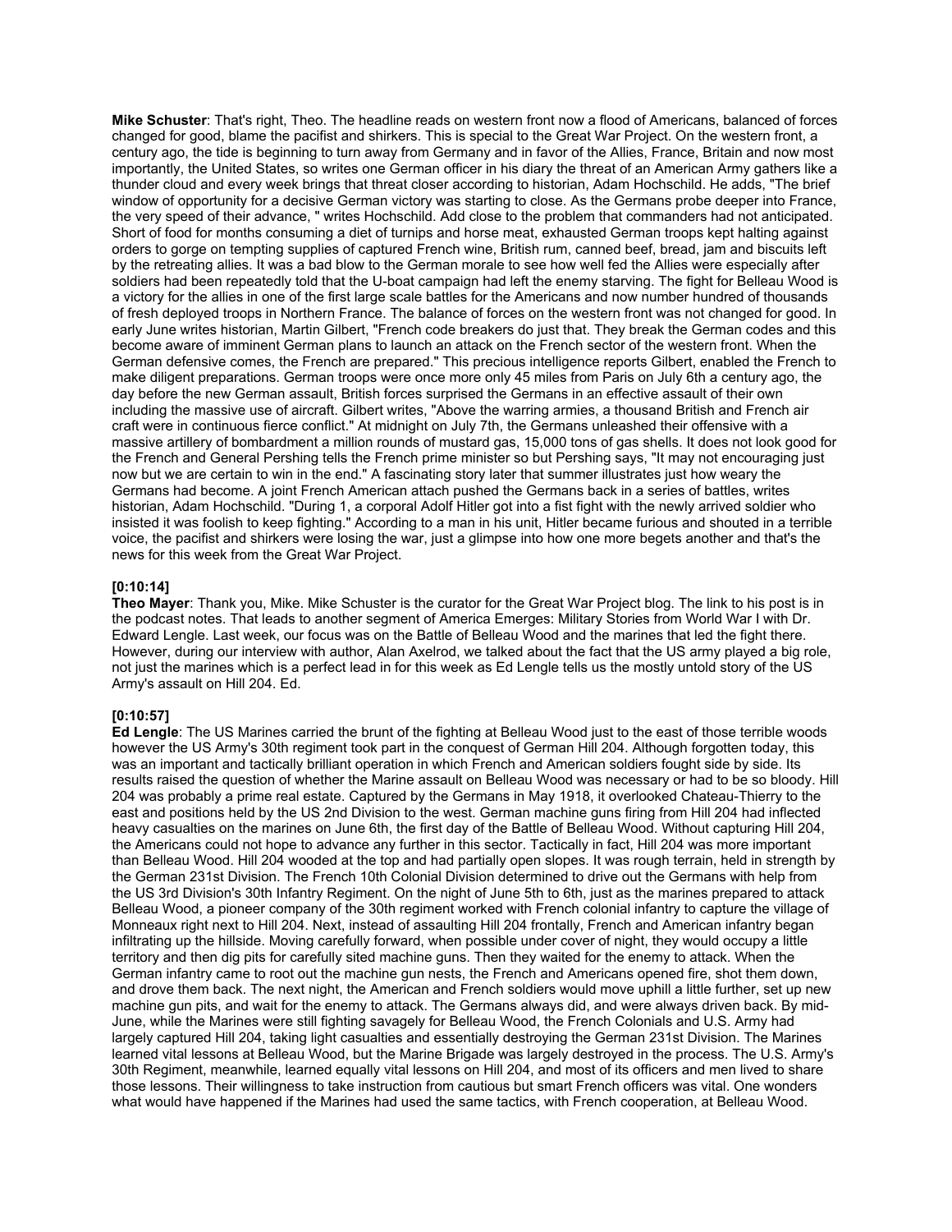**Mike Schuster**: That's right, Theo. The headline reads on western front now a flood of Americans, balanced of forces changed for good, blame the pacifist and shirkers. This is special to the Great War Project. On the western front, a century ago, the tide is beginning to turn away from Germany and in favor of the Allies, France, Britain and now most importantly, the United States, so writes one German officer in his diary the threat of an American Army gathers like a thunder cloud and every week brings that threat closer according to historian, Adam Hochschild. He adds, "The brief window of opportunity for a decisive German victory was starting to close. As the Germans probe deeper into France, the very speed of their advance, " writes Hochschild. Add close to the problem that commanders had not anticipated. Short of food for months consuming a diet of turnips and horse meat, exhausted German troops kept halting against orders to gorge on tempting supplies of captured French wine, British rum, canned beef, bread, jam and biscuits left by the retreating allies. It was a bad blow to the German morale to see how well fed the Allies were especially after soldiers had been repeatedly told that the U-boat campaign had left the enemy starving. The fight for Belleau Wood is a victory for the allies in one of the first large scale battles for the Americans and now number hundred of thousands of fresh deployed troops in Northern France. The balance of forces on the western front was not changed for good. In early June writes historian, Martin Gilbert, "French code breakers do just that. They break the German codes and this become aware of imminent German plans to launch an attack on the French sector of the western front. When the German defensive comes, the French are prepared." This precious intelligence reports Gilbert, enabled the French to make diligent preparations. German troops were once more only 45 miles from Paris on July 6th a century ago, the day before the new German assault, British forces surprised the Germans in an effective assault of their own including the massive use of aircraft. Gilbert writes, "Above the warring armies, a thousand British and French air craft were in continuous fierce conflict." At midnight on July 7th, the Germans unleashed their offensive with a massive artillery of bombardment a million rounds of mustard gas, 15,000 tons of gas shells. It does not look good for the French and General Pershing tells the French prime minister so but Pershing says, "It may not encouraging just now but we are certain to win in the end." A fascinating story later that summer illustrates just how weary the Germans had become. A joint French American attach pushed the Germans back in a series of battles, writes historian, Adam Hochschild. "During 1, a corporal Adolf Hitler got into a fist fight with the newly arrived soldier who insisted it was foolish to keep fighting." According to a man in his unit, Hitler became furious and shouted in a terrible voice, the pacifist and shirkers were losing the war, just a glimpse into how one more begets another and that's the news for this week from the Great War Project.

**[0:10:14]**
**Theo Mayer**: Thank you, Mike. Mike Schuster is the curator for the Great War Project blog. The link to his post is in the podcast notes. That leads to another segment of America Emerges: Military Stories from World War I with Dr. Edward Lengle. Last week, our focus was on the Battle of Belleau Wood and the marines that led the fight there. However, during our interview with author, Alan Axelrod, we talked about the fact that the US army played a big role, not just the marines which is a perfect lead in for this week as Ed Lengle tells us the mostly untold story of the US Army's assault on Hill 204. Ed.

**[0:10:57]**
**Ed Lengle**: The US Marines carried the brunt of the fighting at Belleau Wood just to the east of those terrible woods however the US Army's 30th regiment took part in the conquest of German Hill 204. Although forgotten today, this was an important and tactically brilliant operation in which French and American soldiers fought side by side. Its results raised the question of whether the Marine assault on Belleau Wood was necessary or had to be so bloody. Hill 204 was probably a prime real estate. Captured by the Germans in May 1918, it overlooked Chateau-Thierry to the east and positions held by the US 2nd Division to the west. German machine guns firing from Hill 204 had inflected heavy casualties on the marines on June 6th, the first day of the Battle of Belleau Wood. Without capturing Hill 204, the Americans could not hope to advance any further in this sector. Tactically in fact, Hill 204 was more important than Belleau Wood. Hill 204 wooded at the top and had partially open slopes. It was rough terrain, held in strength by the German 231st Division. The French 10th Colonial Division determined to drive out the Germans with help from the US 3rd Division's 30th Infantry Regiment. On the night of June 5th to 6th, just as the marines prepared to attack Belleau Wood, a pioneer company of the 30th regiment worked with French colonial infantry to capture the village of Monneaux right next to Hill 204. Next, instead of assaulting Hill 204 frontally, French and American infantry began infiltrating up the hillside. Moving carefully forward, when possible under cover of night, they would occupy a little territory and then dig pits for carefully sited machine guns. Then they waited for the enemy to attack. When the German infantry came to root out the machine gun nests, the French and Americans opened fire, shot them down, and drove them back. The next night, the American and French soldiers would move uphill a little further, set up new machine gun pits, and wait for the enemy to attack. The Germans always did, and were always driven back. By mid-June, while the Marines were still fighting savagely for Belleau Wood, the French Colonials and U.S. Army had largely captured Hill 204, taking light casualties and essentially destroying the German 231st Division. The Marines learned vital lessons at Belleau Wood, but the Marine Brigade was largely destroyed in the process. The U.S. Army's 30th Regiment, meanwhile, learned equally vital lessons on Hill 204, and most of its officers and men lived to share those lessons. Their willingness to take instruction from cautious but smart French officers was vital. One wonders what would have happened if the Marines had used the same tactics, with French cooperation, at Belleau Wood.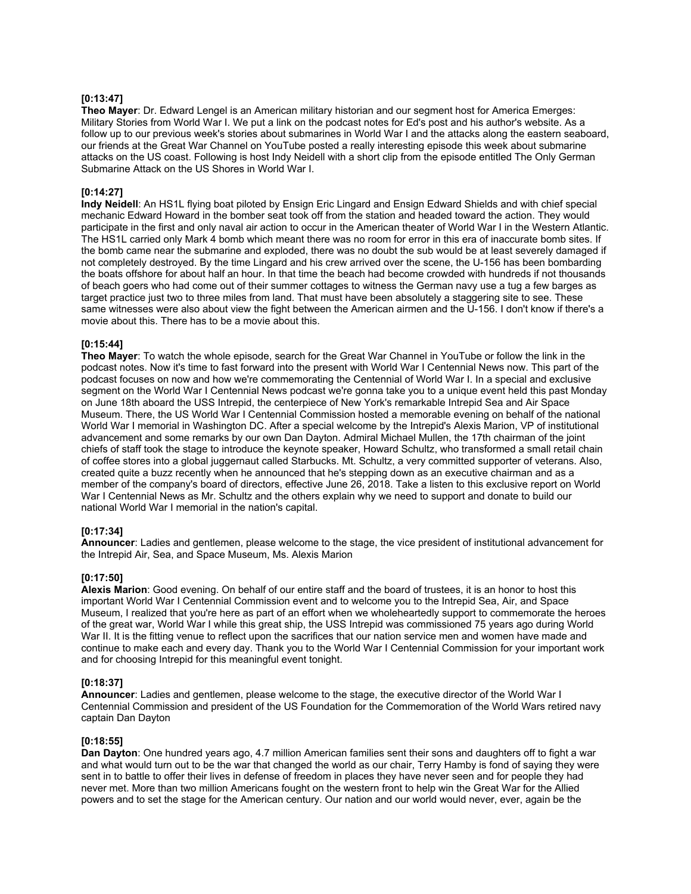**[0:13:47]**
**Theo Mayer**: Dr. Edward Lengel is an American military historian and our segment host for America Emerges: Military Stories from World War I. We put a link on the podcast notes for Ed's post and his author's website. As a follow up to our previous week's stories about submarines in World War I and the attacks along the eastern seaboard, our friends at the Great War Channel on YouTube posted a really interesting episode this week about submarine attacks on the US coast. Following is host Indy Neidell with a short clip from the episode entitled The Only German Submarine Attack on the US Shores in World War I.

**[0:14:27]**
**Indy Neidell**: An HS1L flying boat piloted by Ensign Eric Lingard and Ensign Edward Shields and with chief special mechanic Edward Howard in the bomber seat took off from the station and headed toward the action. They would participate in the first and only naval air action to occur in the American theater of World War I in the Western Atlantic. The HS1L carried only Mark 4 bomb which meant there was no room for error in this era of inaccurate bomb sites. If the bomb came near the submarine and exploded, there was no doubt the sub would be at least severely damaged if not completely destroyed. By the time Lingard and his crew arrived over the scene, the U-156 has been bombarding the boats offshore for about half an hour. In that time the beach had become crowded with hundreds if not thousands of beach goers who had come out of their summer cottages to witness the German navy use a tug a few barges as target practice just two to three miles from land. That must have been absolutely a staggering site to see. These same witnesses were also about view the fight between the American airmen and the U-156. I don't know if there's a movie about this. There has to be a movie about this.

**[0:15:44]**
**Theo Mayer**: To watch the whole episode, search for the Great War Channel in YouTube or follow the link in the podcast notes. Now it's time to fast forward into the present with World War I Centennial News now. This part of the podcast focuses on now and how we're commemorating the Centennial of World War I. In a special and exclusive segment on the World War I Centennial News podcast we're gonna take you to a unique event held this past Monday on June 18th aboard the USS Intrepid, the centerpiece of New York's remarkable Intrepid Sea and Air Space Museum. There, the US World War I Centennial Commission hosted a memorable evening on behalf of the national World War I memorial in Washington DC. After a special welcome by the Intrepid's Alexis Marion, VP of institutional advancement and some remarks by our own Dan Dayton. Admiral Michael Mullen, the 17th chairman of the joint chiefs of staff took the stage to introduce the keynote speaker, Howard Schultz, who transformed a small retail chain of coffee stores into a global juggernaut called Starbucks. Mt. Schultz, a very committed supporter of veterans. Also, created quite a buzz recently when he announced that he's stepping down as an executive chairman and as a member of the company's board of directors, effective June 26, 2018. Take a listen to this exclusive report on World War I Centennial News as Mr. Schultz and the others explain why we need to support and donate to build our national World War I memorial in the nation's capital.

**[0:17:34]**
**Announcer**: Ladies and gentlemen, please welcome to the stage, the vice president of institutional advancement for the Intrepid Air, Sea, and Space Museum, Ms. Alexis Marion

**[0:17:50]**
**Alexis Marion**: Good evening. On behalf of our entire staff and the board of trustees, it is an honor to host this important World War I Centennial Commission event and to welcome you to the Intrepid Sea, Air, and Space Museum, I realized that you're here as part of an effort when we wholeheartedly support to commemorate the heroes of the great war, World War I while this great ship, the USS Intrepid was commissioned 75 years ago during World War II. It is the fitting venue to reflect upon the sacrifices that our nation service men and women have made and continue to make each and every day. Thank you to the World War I Centennial Commission for your important work and for choosing Intrepid for this meaningful event tonight.

**[0:18:37]**
**Announcer**: Ladies and gentlemen, please welcome to the stage, the executive director of the World War I Centennial Commission and president of the US Foundation for the Commemoration of the World Wars retired navy captain Dan Dayton

**[0:18:55]**
**Dan Dayton**: One hundred years ago, 4.7 million American families sent their sons and daughters off to fight a war and what would turn out to be the war that changed the world as our chair, Terry Hamby is fond of saying they were sent in to battle to offer their lives in defense of freedom in places they have never seen and for people they had never met. More than two million Americans fought on the western front to help win the Great War for the Allied powers and to set the stage for the American century. Our nation and our world would never, ever, again be the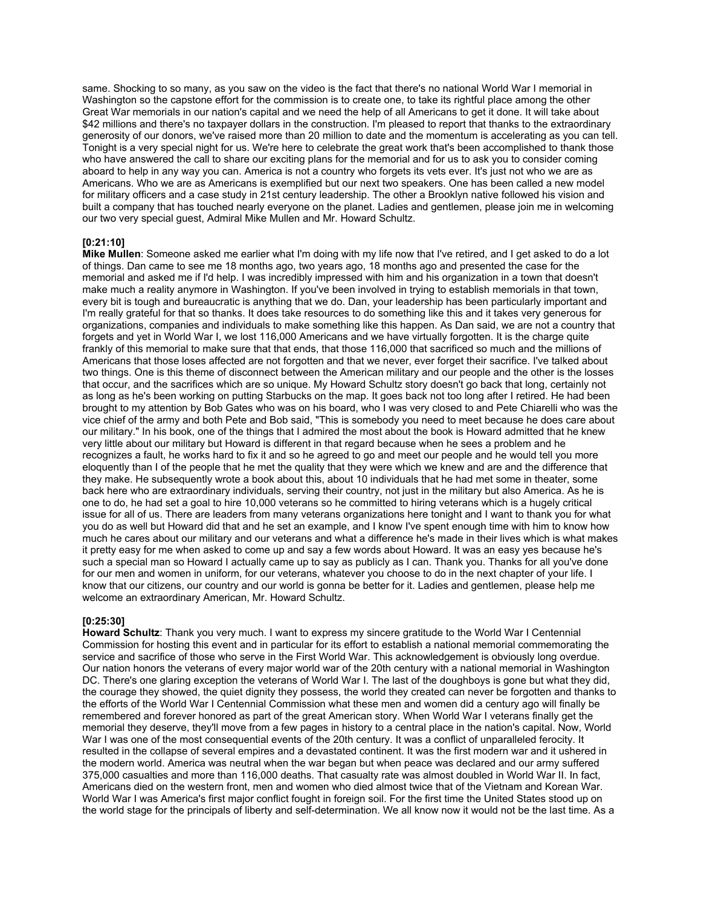same. Shocking to so many, as you saw on the video is the fact that there's no national World War I memorial in Washington so the capstone effort for the commission is to create one, to take its rightful place among the other Great War memorials in our nation's capital and we need the help of all Americans to get it done. It will take about $42 millions and there's no taxpayer dollars in the construction. I'm pleased to report that thanks to the extraordinary generosity of our donors, we've raised more than 20 million to date and the momentum is accelerating as you can tell. Tonight is a very special night for us. We're here to celebrate the great work that's been accomplished to thank those who have answered the call to share our exciting plans for the memorial and for us to ask you to consider coming aboard to help in any way you can. America is not a country who forgets its vets ever. It's just not who we are as Americans. Who we are as Americans is exemplified but our next two speakers. One has been called a new model for military officers and a case study in 21st century leadership. The other a Brooklyn native followed his vision and built a company that has touched nearly everyone on the planet. Ladies and gentlemen, please join me in welcoming our two very special guest, Admiral Mike Mullen and Mr. Howard Schultz.

**[0:21:10]**
**Mike Mullen**: Someone asked me earlier what I'm doing with my life now that I've retired, and I get asked to do a lot of things. Dan came to see me 18 months ago, two years ago, 18 months ago and presented the case for the memorial and asked me if I'd help. I was incredibly impressed with him and his organization in a town that doesn't make much a reality anymore in Washington. If you've been involved in trying to establish memorials in that town, every bit is tough and bureaucratic is anything that we do. Dan, your leadership has been particularly important and I'm really grateful for that so thanks. It does take resources to do something like this and it takes very generous for organizations, companies and individuals to make something like this happen. As Dan said, we are not a country that forgets and yet in World War I, we lost 116,000 Americans and we have virtually forgotten. It is the charge quite frankly of this memorial to make sure that that ends, that those 116,000 that sacrificed so much and the millions of Americans that those loses affected are not forgotten and that we never, ever forget their sacrifice. I've talked about two things. One is this theme of disconnect between the American military and our people and the other is the losses that occur, and the sacrifices which are so unique. My Howard Schultz story doesn't go back that long, certainly not as long as he's been working on putting Starbucks on the map. It goes back not too long after I retired. He had been brought to my attention by Bob Gates who was on his board, who I was very closed to and Pete Chiarelli who was the vice chief of the army and both Pete and Bob said, "This is somebody you need to meet because he does care about our military." In his book, one of the things that I admired the most about the book is Howard admitted that he knew very little about our military but Howard is different in that regard because when he sees a problem and he recognizes a fault, he works hard to fix it and so he agreed to go and meet our people and he would tell you more eloquently than I of the people that he met the quality that they were which we knew and are and the difference that they make. He subsequently wrote a book about this, about 10 individuals that he had met some in theater, some back here who are extraordinary individuals, serving their country, not just in the military but also America. As he is one to do, he had set a goal to hire 10,000 veterans so he committed to hiring veterans which is a hugely critical issue for all of us. There are leaders from many veterans organizations here tonight and I want to thank you for what you do as well but Howard did that and he set an example, and I know I've spent enough time with him to know how much he cares about our military and our veterans and what a difference he's made in their lives which is what makes it pretty easy for me when asked to come up and say a few words about Howard. It was an easy yes because he's such a special man so Howard I actually came up to say as publicly as I can. Thank you. Thanks for all you've done for our men and women in uniform, for our veterans, whatever you choose to do in the next chapter of your life. I know that our citizens, our country and our world is gonna be better for it. Ladies and gentlemen, please help me welcome an extraordinary American, Mr. Howard Schultz.

**[0:25:30]**
**Howard Schultz**: Thank you very much. I want to express my sincere gratitude to the World War I Centennial Commission for hosting this event and in particular for its effort to establish a national memorial commemorating the service and sacrifice of those who serve in the First World War. This acknowledgement is obviously long overdue. Our nation honors the veterans of every major world war of the 20th century with a national memorial in Washington DC. There's one glaring exception the veterans of World War I. The last of the doughboys is gone but what they did, the courage they showed, the quiet dignity they possess, the world they created can never be forgotten and thanks to the efforts of the World War I Centennial Commission what these men and women did a century ago will finally be remembered and forever honored as part of the great American story. When World War I veterans finally get the memorial they deserve, they'll move from a few pages in history to a central place in the nation's capital. Now, World War I was one of the most consequential events of the 20th century. It was a conflict of unparalleled ferocity. It resulted in the collapse of several empires and a devastated continent. It was the first modern war and it ushered in the modern world. America was neutral when the war began but when peace was declared and our army suffered 375,000 casualties and more than 116,000 deaths. That casualty rate was almost doubled in World War II. In fact, Americans died on the western front, men and women who died almost twice that of the Vietnam and Korean War. World War I was America's first major conflict fought in foreign soil. For the first time the United States stood up on the world stage for the principals of liberty and self-determination. We all know now it would not be the last time. As a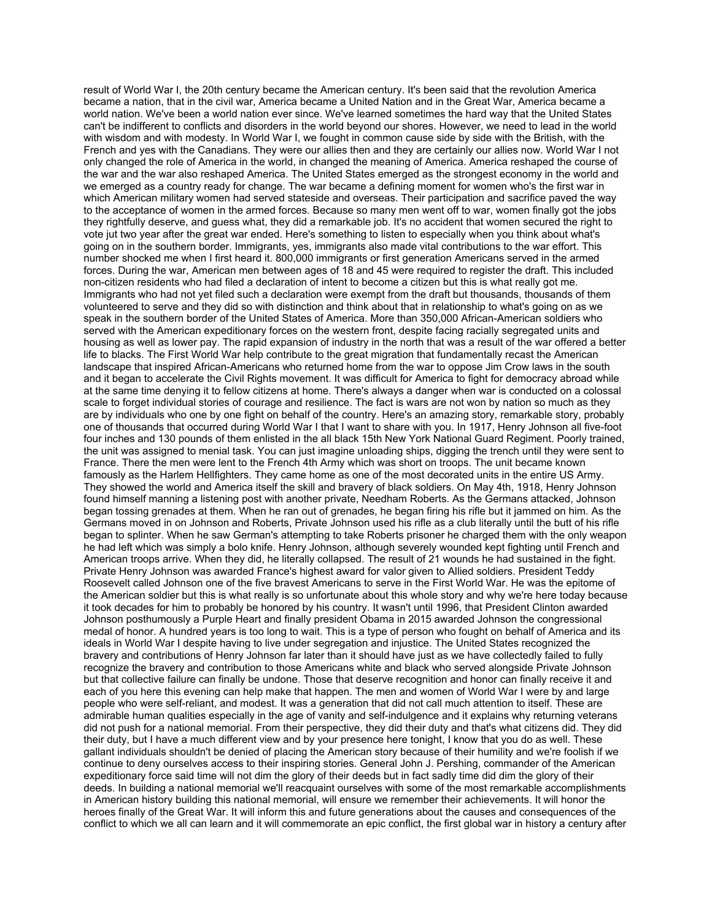result of World War I, the 20th century became the American century. It's been said that the revolution America became a nation, that in the civil war, America became a United Nation and in the Great War, America became a world nation. We've been a world nation ever since. We've learned sometimes the hard way that the United States can't be indifferent to conflicts and disorders in the world beyond our shores. However, we need to lead in the world with wisdom and with modesty. In World War I, we fought in common cause side by side with the British, with the French and yes with the Canadians. They were our allies then and they are certainly our allies now. World War I not only changed the role of America in the world, in changed the meaning of America. America reshaped the course of the war and the war also reshaped America. The United States emerged as the strongest economy in the world and we emerged as a country ready for change. The war became a defining moment for women who's the first war in which American military women had served stateside and overseas. Their participation and sacrifice paved the way to the acceptance of women in the armed forces. Because so many men went off to war, women finally got the jobs they rightfully deserve, and guess what, they did a remarkable job. It's no accident that women secured the right to vote jut two year after the great war ended. Here's something to listen to especially when you think about what's going on in the southern border. Immigrants, yes, immigrants also made vital contributions to the war effort. This number shocked me when I first heard it. 800,000 immigrants or first generation Americans served in the armed forces. During the war, American men between ages of 18 and 45 were required to register the draft. This included non-citizen residents who had filed a declaration of intent to become a citizen but this is what really got me. Immigrants who had not yet filed such a declaration were exempt from the draft but thousands, thousands of them volunteered to serve and they did so with distinction and think about that in relationship to what's going on as we speak in the southern border of the United States of America. More than 350,000 African-American soldiers who served with the American expeditionary forces on the western front, despite facing racially segregated units and housing as well as lower pay. The rapid expansion of industry in the north that was a result of the war offered a better life to blacks. The First World War help contribute to the great migration that fundamentally recast the American landscape that inspired African-Americans who returned home from the war to oppose Jim Crow laws in the south and it began to accelerate the Civil Rights movement. It was difficult for America to fight for democracy abroad while at the same time denying it to fellow citizens at home. There's always a danger when war is conducted on a colossal scale to forget individual stories of courage and resilience. The fact is wars are not won by nation so much as they are by individuals who one by one fight on behalf of the country. Here's an amazing story, remarkable story, probably one of thousands that occurred during World War I that I want to share with you. In 1917, Henry Johnson all five-foot four inches and 130 pounds of them enlisted in the all black 15th New York National Guard Regiment. Poorly trained, the unit was assigned to menial task. You can just imagine unloading ships, digging the trench until they were sent to France. There the men were lent to the French 4th Army which was short on troops. The unit became known famously as the Harlem Hellfighters. They came home as one of the most decorated units in the entire US Army. They showed the world and America itself the skill and bravery of black soldiers. On May 4th, 1918, Henry Johnson found himself manning a listening post with another private, Needham Roberts. As the Germans attacked, Johnson began tossing grenades at them. When he ran out of grenades, he began firing his rifle but it jammed on him. As the Germans moved in on Johnson and Roberts, Private Johnson used his rifle as a club literally until the butt of his rifle began to splinter. When he saw German's attempting to take Roberts prisoner he charged them with the only weapon he had left which was simply a bolo knife. Henry Johnson, although severely wounded kept fighting until French and American troops arrive. When they did, he literally collapsed. The result of 21 wounds he had sustained in the fight. Private Henry Johnson was awarded France's highest award for valor given to Allied soldiers. President Teddy Roosevelt called Johnson one of the five bravest Americans to serve in the First World War. He was the epitome of the American soldier but this is what really is so unfortunate about this whole story and why we're here today because it took decades for him to probably be honored by his country. It wasn't until 1996, that President Clinton awarded Johnson posthumously a Purple Heart and finally president Obama in 2015 awarded Johnson the congressional medal of honor. A hundred years is too long to wait. This is a type of person who fought on behalf of America and its ideals in World War I despite having to live under segregation and injustice. The United States recognized the bravery and contributions of Henry Johnson far later than it should have just as we have collectedly failed to fully recognize the bravery and contribution to those Americans white and black who served alongside Private Johnson but that collective failure can finally be undone. Those that deserve recognition and honor can finally receive it and each of you here this evening can help make that happen. The men and women of World War I were by and large people who were self-reliant, and modest. It was a generation that did not call much attention to itself. These are admirable human qualities especially in the age of vanity and self-indulgence and it explains why returning veterans did not push for a national memorial. From their perspective, they did their duty and that's what citizens did. They did their duty, but I have a much different view and by your presence here tonight, I know that you do as well. These gallant individuals shouldn't be denied of placing the American story because of their humility and we're foolish if we continue to deny ourselves access to their inspiring stories. General John J. Pershing, commander of the American expeditionary force said time will not dim the glory of their deeds but in fact sadly time did dim the glory of their deeds. In building a national memorial we'll reacquaint ourselves with some of the most remarkable accomplishments in American history building this national memorial, will ensure we remember their achievements. It will honor the heroes finally of the Great War. It will inform this and future generations about the causes and consequences of the conflict to which we all can learn and it will commemorate an epic conflict, the first global war in history a century after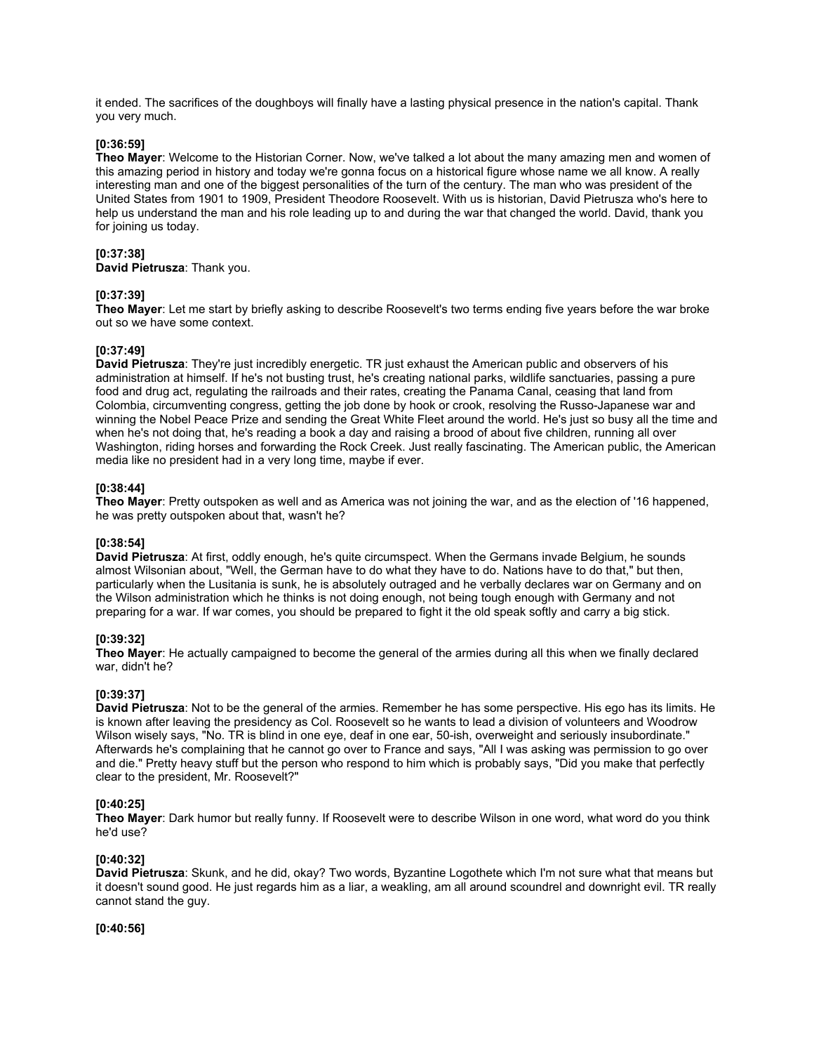it ended. The sacrifices of the doughboys will finally have a lasting physical presence in the nation's capital. Thank you very much.

**[0:36:59]**
**Theo Mayer**: Welcome to the Historian Corner. Now, we've talked a lot about the many amazing men and women of this amazing period in history and today we're gonna focus on a historical figure whose name we all know. A really interesting man and one of the biggest personalities of the turn of the century. The man who was president of the United States from 1901 to 1909, President Theodore Roosevelt. With us is historian, David Pietrusza who's here to help us understand the man and his role leading up to and during the war that changed the world. David, thank you for joining us today.

**[0:37:38]**
**David Pietrusza**: Thank you.

**[0:37:39]**
**Theo Mayer**: Let me start by briefly asking to describe Roosevelt's two terms ending five years before the war broke out so we have some context.

**[0:37:49]**
**David Pietrusza**: They're just incredibly energetic. TR just exhaust the American public and observers of his administration at himself. If he's not busting trust, he's creating national parks, wildlife sanctuaries, passing a pure food and drug act, regulating the railroads and their rates, creating the Panama Canal, ceasing that land from Colombia, circumventing congress, getting the job done by hook or crook, resolving the Russo-Japanese war and winning the Nobel Peace Prize and sending the Great White Fleet around the world. He's just so busy all the time and when he's not doing that, he's reading a book a day and raising a brood of about five children, running all over Washington, riding horses and forwarding the Rock Creek. Just really fascinating. The American public, the American media like no president had in a very long time, maybe if ever.

**[0:38:44]**
**Theo Mayer**: Pretty outspoken as well and as America was not joining the war, and as the election of '16 happened, he was pretty outspoken about that, wasn't he?

**[0:38:54]**
**David Pietrusza**: At first, oddly enough, he's quite circumspect. When the Germans invade Belgium, he sounds almost Wilsonian about, "Well, the German have to do what they have to do. Nations have to do that," but then, particularly when the Lusitania is sunk, he is absolutely outraged and he verbally declares war on Germany and on the Wilson administration which he thinks is not doing enough, not being tough enough with Germany and not preparing for a war. If war comes, you should be prepared to fight it the old speak softly and carry a big stick.

**[0:39:32]**
**Theo Mayer**: He actually campaigned to become the general of the armies during all this when we finally declared war, didn't he?

**[0:39:37]**
**David Pietrusza**: Not to be the general of the armies. Remember he has some perspective. His ego has its limits. He is known after leaving the presidency as Col. Roosevelt so he wants to lead a division of volunteers and Woodrow Wilson wisely says, "No. TR is blind in one eye, deaf in one ear, 50-ish, overweight and seriously insubordinate." Afterwards he's complaining that he cannot go over to France and says, "All I was asking was permission to go over and die." Pretty heavy stuff but the person who respond to him which is probably says, "Did you make that perfectly clear to the president, Mr. Roosevelt?"

**[0:40:25]**
**Theo Mayer**: Dark humor but really funny. If Roosevelt were to describe Wilson in one word, what word do you think he'd use?

**[0:40:32]**
**David Pietrusza**: Skunk, and he did, okay? Two words, Byzantine Logothete which I'm not sure what that means but it doesn't sound good. He just regards him as a liar, a weakling, am all around scoundrel and downright evil. TR really cannot stand the guy.

**[0:40:56]**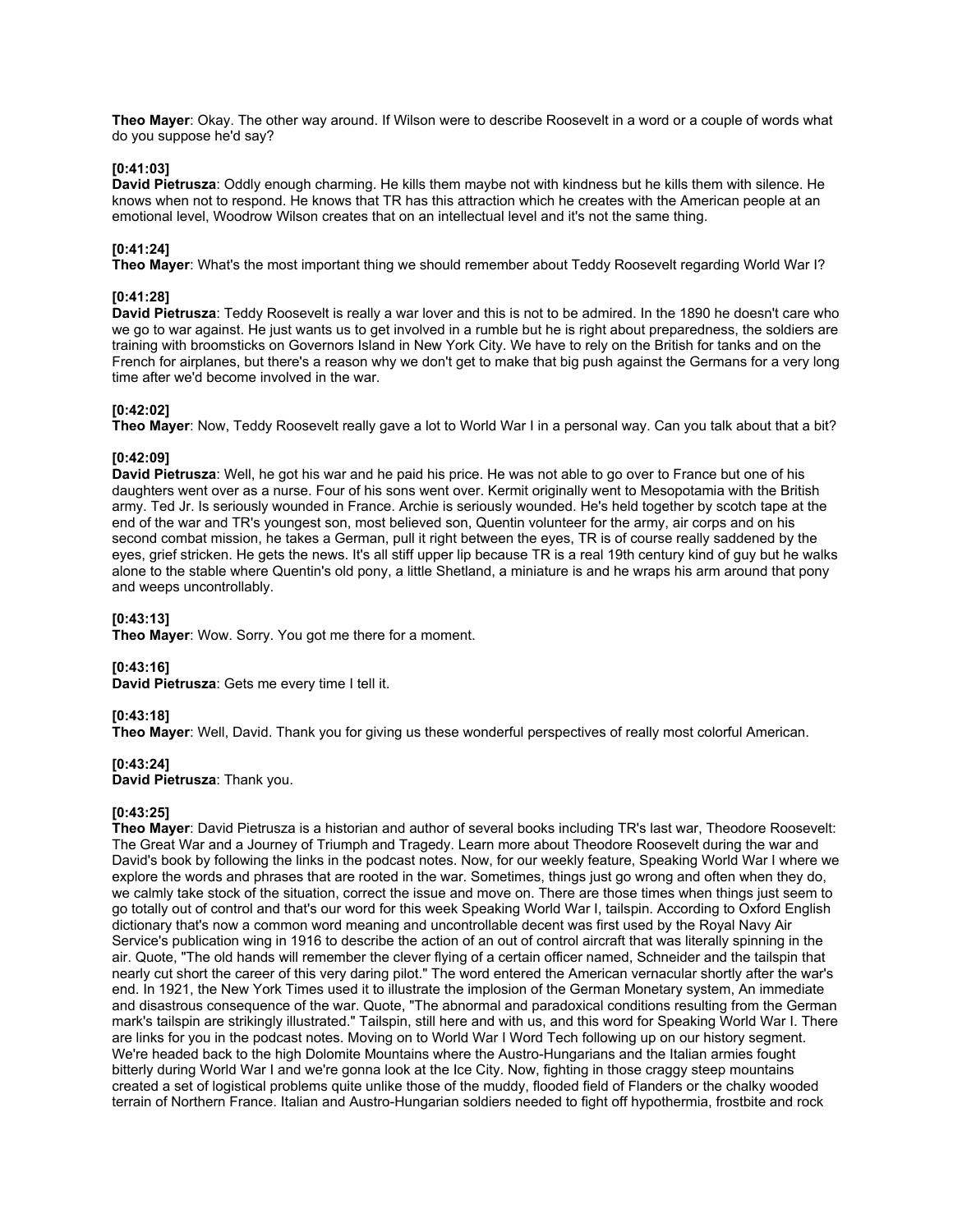**Theo Mayer**: Okay. The other way around. If Wilson were to describe Roosevelt in a word or a couple of words what do you suppose he'd say?

**[0:41:03]**
**David Pietrusza**: Oddly enough charming. He kills them maybe not with kindness but he kills them with silence. He knows when not to respond. He knows that TR has this attraction which he creates with the American people at an emotional level, Woodrow Wilson creates that on an intellectual level and it's not the same thing.

**[0:41:24]**
**Theo Mayer**: What's the most important thing we should remember about Teddy Roosevelt regarding World War I?

**[0:41:28]**
**David Pietrusza**: Teddy Roosevelt is really a war lover and this is not to be admired. In the 1890 he doesn't care who we go to war against. He just wants us to get involved in a rumble but he is right about preparedness, the soldiers are training with broomsticks on Governors Island in New York City. We have to rely on the British for tanks and on the French for airplanes, but there's a reason why we don't get to make that big push against the Germans for a very long time after we'd become involved in the war.

**[0:42:02]**
**Theo Mayer**: Now, Teddy Roosevelt really gave a lot to World War I in a personal way. Can you talk about that a bit?

**[0:42:09]**
**David Pietrusza**: Well, he got his war and he paid his price. He was not able to go over to France but one of his daughters went over as a nurse. Four of his sons went over. Kermit originally went to Mesopotamia with the British army. Ted Jr. Is seriously wounded in France. Archie is seriously wounded. He's held together by scotch tape at the end of the war and TR's youngest son, most believed son, Quentin volunteer for the army, air corps and on his second combat mission, he takes a German, pull it right between the eyes, TR is of course really saddened by the eyes, grief stricken. He gets the news. It's all stiff upper lip because TR is a real 19th century kind of guy but he walks alone to the stable where Quentin's old pony, a little Shetland, a miniature is and he wraps his arm around that pony and weeps uncontrollably.

**[0:43:13]**
**Theo Mayer**: Wow. Sorry. You got me there for a moment.

**[0:43:16]**
**David Pietrusza**: Gets me every time I tell it.

**[0:43:18]**
**Theo Mayer**: Well, David. Thank you for giving us these wonderful perspectives of really most colorful American.

**[0:43:24]**
**David Pietrusza**: Thank you.

**[0:43:25]**
**Theo Mayer**: David Pietrusza is a historian and author of several books including TR's last war, Theodore Roosevelt: The Great War and a Journey of Triumph and Tragedy. Learn more about Theodore Roosevelt during the war and David's book by following the links in the podcast notes. Now, for our weekly feature, Speaking World War I where we explore the words and phrases that are rooted in the war. Sometimes, things just go wrong and often when they do, we calmly take stock of the situation, correct the issue and move on. There are those times when things just seem to go totally out of control and that's our word for this week Speaking World War I, tailspin. According to Oxford English dictionary that's now a common word meaning and uncontrollable decent was first used by the Royal Navy Air Service's publication wing in 1916 to describe the action of an out of control aircraft that was literally spinning in the air. Quote, "The old hands will remember the clever flying of a certain officer named, Schneider and the tailspin that nearly cut short the career of this very daring pilot." The word entered the American vernacular shortly after the war's end. In 1921, the New York Times used it to illustrate the implosion of the German Monetary system, An immediate and disastrous consequence of the war. Quote, "The abnormal and paradoxical conditions resulting from the German mark's tailspin are strikingly illustrated." Tailspin, still here and with us, and this word for Speaking World War I. There are links for you in the podcast notes. Moving on to World War I Word Tech following up on our history segment. We're headed back to the high Dolomite Mountains where the Austro-Hungarians and the Italian armies fought bitterly during World War I and we're gonna look at the Ice City. Now, fighting in those craggy steep mountains created a set of logistical problems quite unlike those of the muddy, flooded field of Flanders or the chalky wooded terrain of Northern France. Italian and Austro-Hungarian soldiers needed to fight off hypothermia, frostbite and rock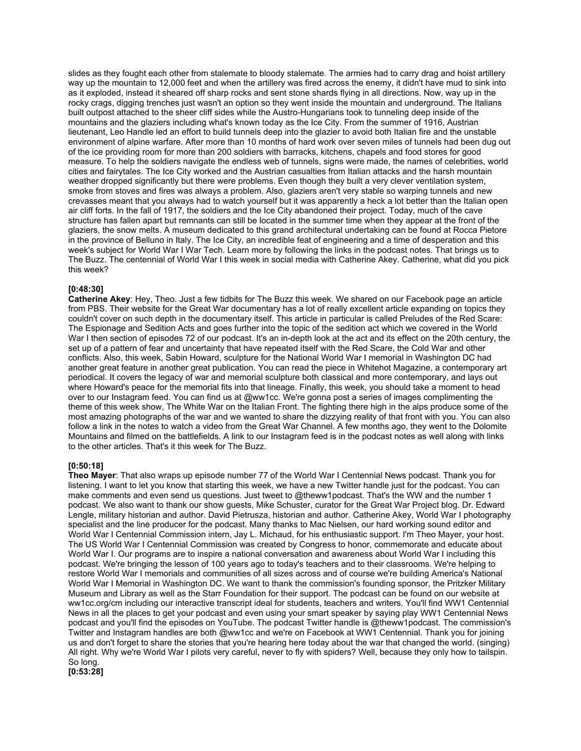slides as they fought each other from stalemate to bloody stalemate. The armies had to carry drag and hoist artillery way up the mountain to 12,000 feet and when the artillery was fired across the enemy, it didn't have mud to sink into as it exploded, instead it sheared off sharp rocks and sent stone shards flying in all directions. Now, way up in the rocky crags, digging trenches just wasn't an option so they went inside the mountain and underground. The Italians built outpost attached to the sheer cliff sides while the Austro-Hungarians took to tunneling deep inside of the mountains and the glaziers including what's known today as the Ice City. From the summer of 1916, Austrian lieutenant, Leo Handle led an effort to build tunnels deep into the glazier to avoid both Italian fire and the unstable environment of alpine warfare. After more than 10 months of hard work over seven miles of tunnels had been dug out of the ice providing room for more than 200 soldiers with barracks, kitchens, chapels and food stores for good measure. To help the soldiers navigate the endless web of tunnels, signs were made, the names of celebrities, world cities and fairytales. The Ice City worked and the Austrian casualties from Italian attacks and the harsh mountain weather dropped significantly but there were problems. Even though they built a very clever ventilation system, smoke from stoves and fires was always a problem. Also, glaziers aren't very stable so warping tunnels and new crevasses meant that you always had to watch yourself but it was apparently a heck a lot better than the Italian open air cliff forts. In the fall of 1917, the soldiers and the Ice City abandoned their project. Today, much of the cave structure has fallen apart but remnants can still be located in the summer time when they appear at the front of the glaziers, the snow melts. A museum dedicated to this grand architectural undertaking can be found at Rocca Pietore in the province of Belluno in Italy. The Ice City, an incredible feat of engineering and a time of desperation and this week's subject for World War I War Tech. Learn more by following the links in the podcast notes. That brings us to The Buzz. The centennial of World War I this week in social media with Catherine Akey. Catherine, what did you pick this week?

**[0:48:30]**
**Catherine Akey**: Hey, Theo. Just a few tidbits for The Buzz this week. We shared on our Facebook page an article from PBS. Their website for the Great War documentary has a lot of really excellent article expanding on topics they couldn't cover on such depth in the documentary itself. This article in particular is called Preludes of the Red Scare: The Espionage and Sedition Acts and goes further into the topic of the sedition act which we covered in the World War I then section of episodes 72 of our podcast. It's an in-depth look at the act and its effect on the 20th century, the set up of a pattern of fear and uncertainty that have repeated itself with the Red Scare, the Cold War and other conflicts. Also, this week, Sabin Howard, sculpture for the National World War I memorial in Washington DC had another great feature in another great publication. You can read the piece in Whitehot Magazine, a contemporary art periodical. It covers the legacy of war and memorial sculpture both classical and more contemporary, and lays out where Howard's peace for the memorial fits into that lineage. Finally, this week, you should take a moment to head over to our Instagram feed. You can find us at @ww1cc. We're gonna post a series of images complimenting the theme of this week show, The White War on the Italian Front. The fighting there high in the alps produce some of the most amazing photographs of the war and we wanted to share the dizzying reality of that front with you. You can also follow a link in the notes to watch a video from the Great War Channel. A few months ago, they went to the Dolomite Mountains and filmed on the battlefields. A link to our Instagram feed is in the podcast notes as well along with links to the other articles. That's it this week for The Buzz.

**[0:50:18]**
**Theo Mayer**: That also wraps up episode number 77 of the World War I Centennial News podcast. Thank you for listening. I want to let you know that starting this week, we have a new Twitter handle just for the podcast. You can make comments and even send us questions. Just tweet to @theww1podcast. That's the WW and the number 1 podcast. We also want to thank our show guests, Mike Schuster, curator for the Great War Project blog. Dr. Edward Lengle, military historian and author. David Pietrusza, historian and author. Catherine Akey, World War I photography specialist and the line producer for the podcast. Many thanks to Mac Nielsen, our hard working sound editor and World War I Centennial Commission intern, Jay L. Michaud, for his enthusiastic support. I'm Theo Mayer, your host. The US World War I Centennial Commission was created by Congress to honor, commemorate and educate about World War I. Our programs are to inspire a national conversation and awareness about World War I including this podcast. We're bringing the lesson of 100 years ago to today's teachers and to their classrooms. We're helping to restore World War I memorials and communities of all sizes across and of course we're building America's National World War I Memorial in Washington DC. We want to thank the commission's founding sponsor, the Pritzker Military Museum and Library as well as the Starr Foundation for their support. The podcast can be found on our website at ww1cc.org/cm including our interactive transcript ideal for students, teachers and writers. You'll find WW1 Centennial News in all the places to get your podcast and even using your smart speaker by saying play WW1 Centennial News podcast and you'll find the episodes on YouTube. The podcast Twitter handle is @theww1podcast. The commission's Twitter and Instagram handles are both @ww1cc and we're on Facebook at WW1 Centennial. Thank you for joining us and don't forget to share the stories that you're hearing here today about the war that changed the world. (singing) All right. Why we're World War I pilots very careful, never to fly with spiders? Well, because they only how to tailspin. So long.

**[0:53:28]**